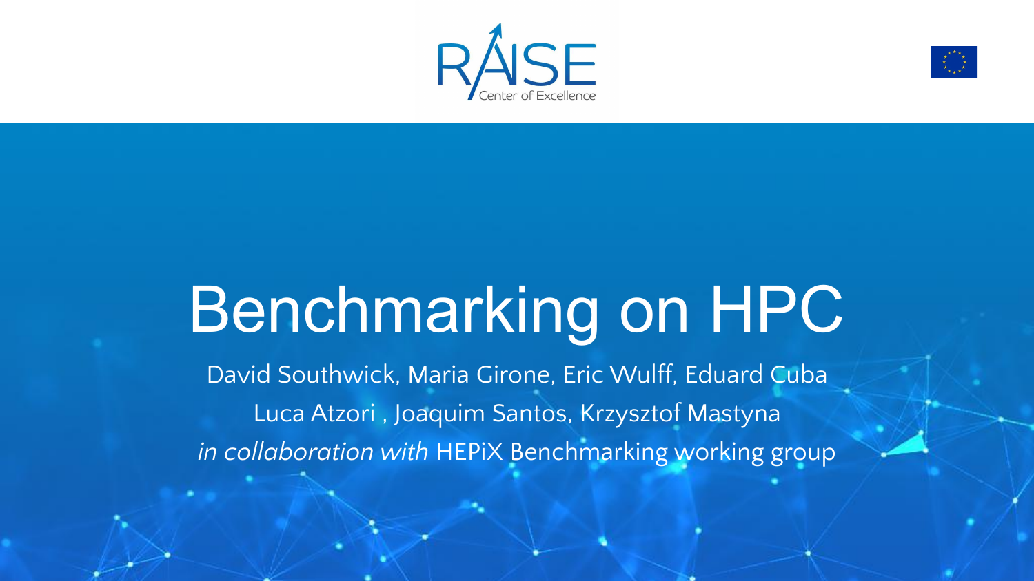RAISE Center of Excellence

# Benchmarking on HPC

David Southwick, Maria Girone, Eric Wulff, Eduard Cuba

Luca Atzori , Joaquim Santos, Krzysztof Mastyna

*in collaboration with* HEPiX Benchmarking working group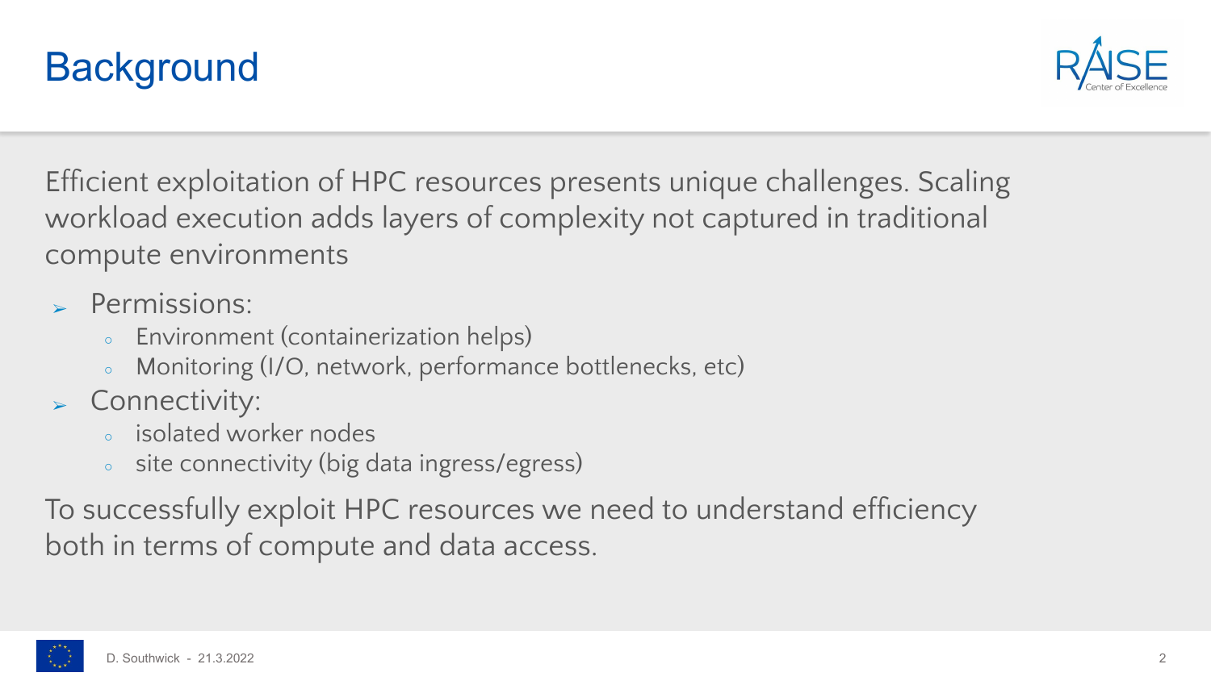# Background

Efficient exploitation of HPC resources presents unique challenges. Scaling workload execution adds layers of complexity not captured in traditional compute environments

- Permissions:
  - Environment (containerization helps)
  - Monitoring (I/O, network, performance bottlenecks, etc)
- Connectivity:
  - isolated worker nodes
  - site connectivity (big data ingress/egress)

To successfully exploit HPC resources we need to understand efficiency both in terms of compute and data access.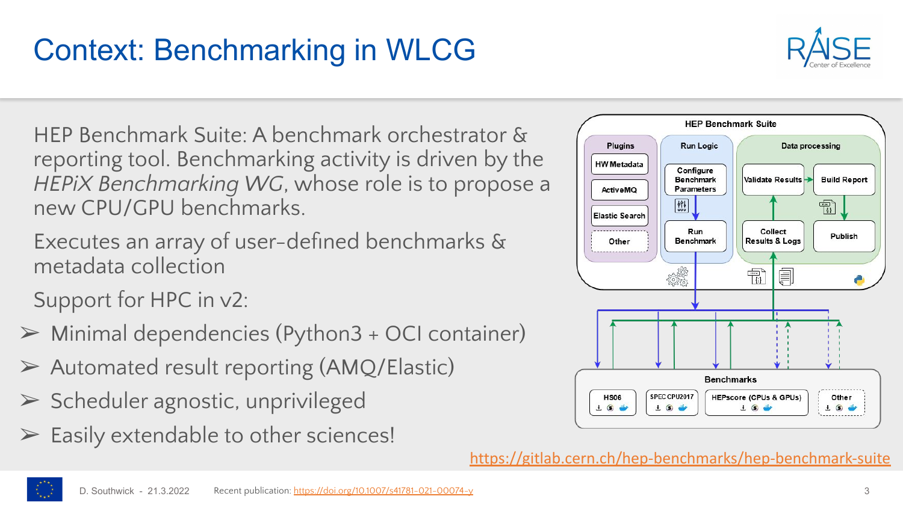# Context: Benchmarking in WLCG

HEP Benchmark Suite: A benchmark orchestrator & reporting tool. Benchmarking activity is driven by the *HEPiX Benchmarking WG*, whose role is to propose a new CPU/GPU benchmarks.

Executes an array of user-defined benchmarks & metadata collection

Support for HPC in v2:

- ➢ Minimal dependencies (Python3 + OCI container)
- ➢ Automated result reporting (AMQ/Elastic)
- ➢ Scheduler agnostic, unprivileged
- ➢ Easily extendable to other sciences!

**HEP Benchmark Suite**

- Plugins: HW Metadata, ActiveMQ, Elastic Search, Other
- Run Logic: Configure Benchmark Parameters → Run Benchmark
- Data processing: Collect Results & Logs → Validate Results → Build Report → Publish

**Benchmarks**: HS06, SPEC CPU2017, HEPscore (CPUs & GPUs), Other

https://gitlab.cern.ch/hep-benchmarks/hep-benchmark-suite

D. Southwick - 21.3.2022 Recent publication: https://doi.org/10.1007/s41781-021-00074-y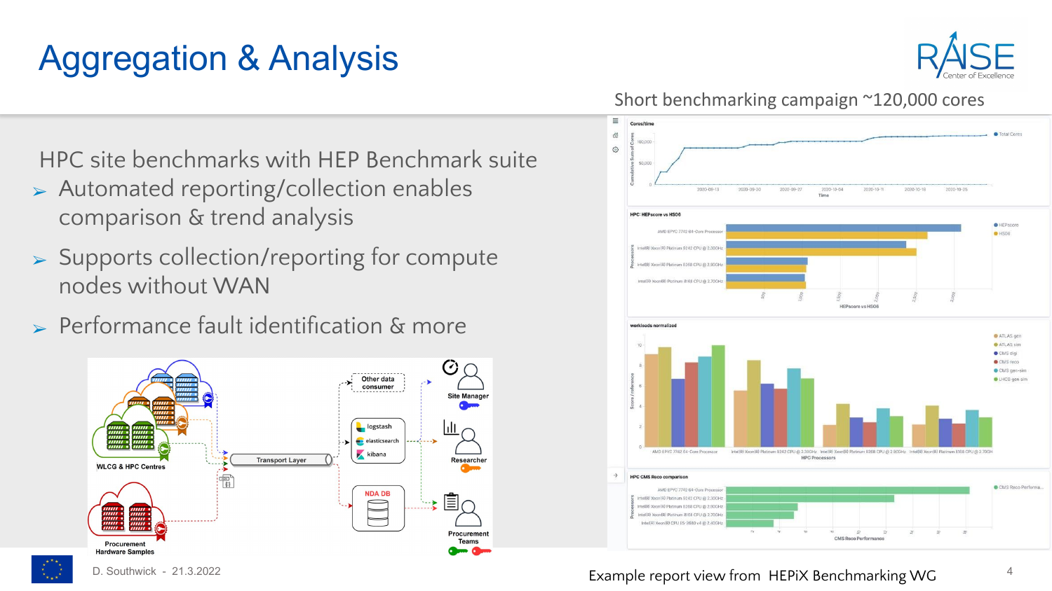# Aggregation & Analysis

HPC site benchmarks with HEP Benchmark suite

- Automated reporting/collection enables comparison & trend analysis
- Supports collection/reporting for compute nodes without WAN
- Performance fault identification & more

Short benchmarking campaign ~120,000 cores

Example report view from HEPiX Benchmarking WG

D. Southwick - 21.3.2022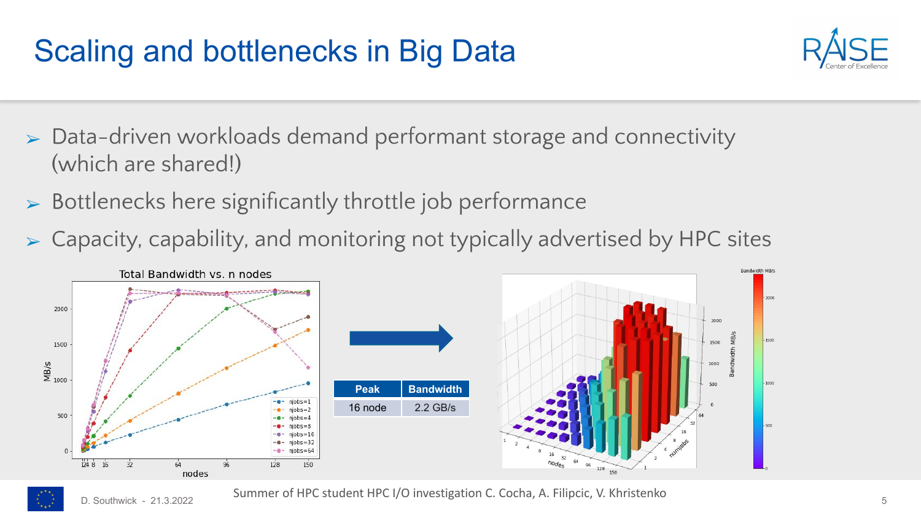# Scaling and bottlenecks in Big Data

- Data-driven workloads demand performant storage and connectivity (which are shared!)
- Bottlenecks here significantly throttle job performance
- Capacity, capability, and monitoring not typically advertised by HPC sites

| Peak | Bandwidth |
| --- | --- |
| 16 node | 2.2 GB/s |

Summer of HPC student HPC I/O investigation C. Cocha, A. Filipcic, V. Khristenko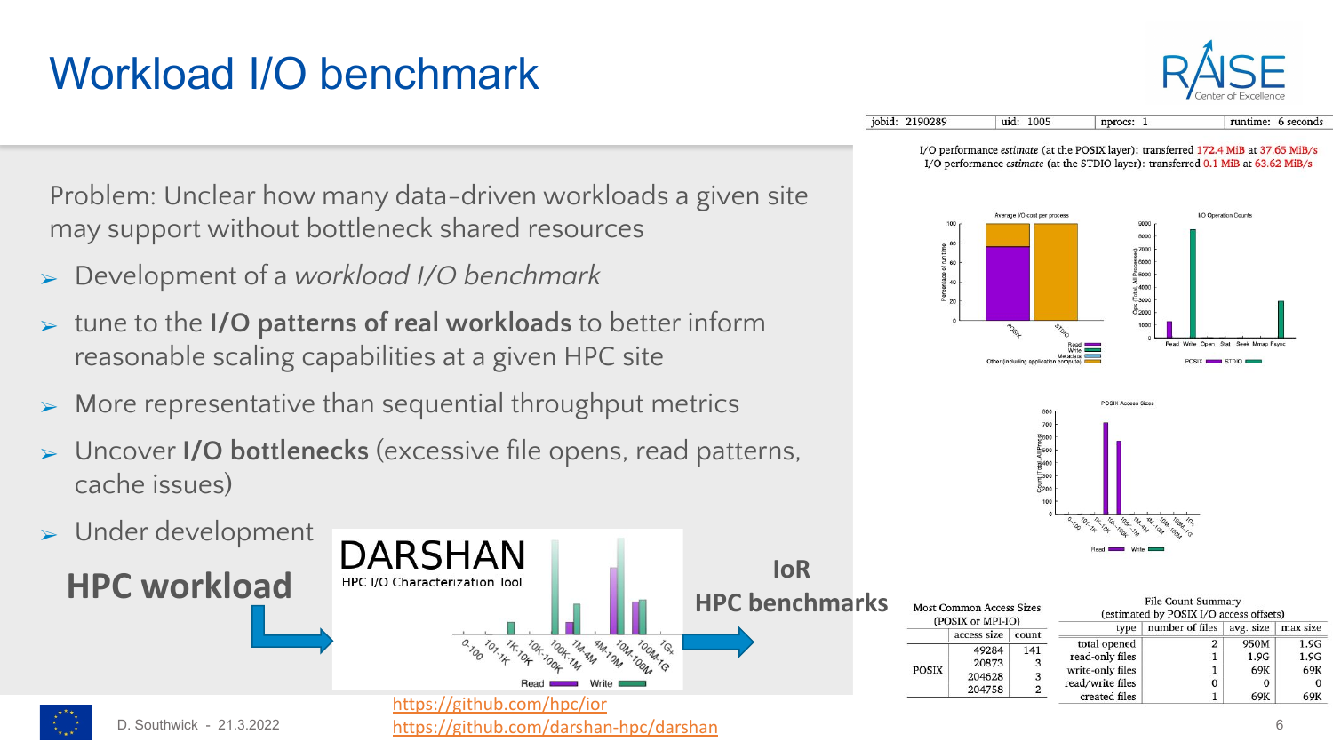# Workload I/O benchmark

Problem: Unclear how many data-driven workloads a given site may support without bottleneck shared resources

- Development of a *workload I/O benchmark*
- tune to the **I/O patterns of real workloads** to better inform reasonable scaling capabilities at a given HPC site
- More representative than sequential throughput metrics
- Uncover **I/O bottlenecks** (excessive file opens, read patterns, cache issues)
- Under development

**HPC workload** → DARSHAN HPC I/O Characterization Tool → **IoR HPC benchmarks**

https://github.com/hpc/ior

https://github.com/darshan-hpc/darshan

| jobid: 2190289 | uid: 1005 | nprocs: 1 | runtime: 6 seconds |
|---|---|---|---|

I/O performance *estimate* (at the POSIX layer): transferred 172.4 MiB at 37.65 MiB/s

I/O performance *estimate* (at the STDIO layer): transferred 0.1 MiB at 63.62 MiB/s

Most Common Access Sizes (POSIX or MPI-IO)

| | access size | count |
|---|---|---|
| POSIX | 49284 | 141 |
| | 20873 | 3 |
| | 204628 | 3 |
| | 204758 | 2 |

File Count Summary (estimated by POSIX I/O access offsets)

| type | number of files | avg. size | max size |
|---|---|---|---|
| total opened | 2 | 950M | 1.9G |
| read-only files | 1 | 1.9G | 1.9G |
| write-only files | 1 | 69K | 69K |
| read/write files | 0 | 0 | 0 |
| created files | 1 | 69K | 69K |

D. Southwick - 21.3.2022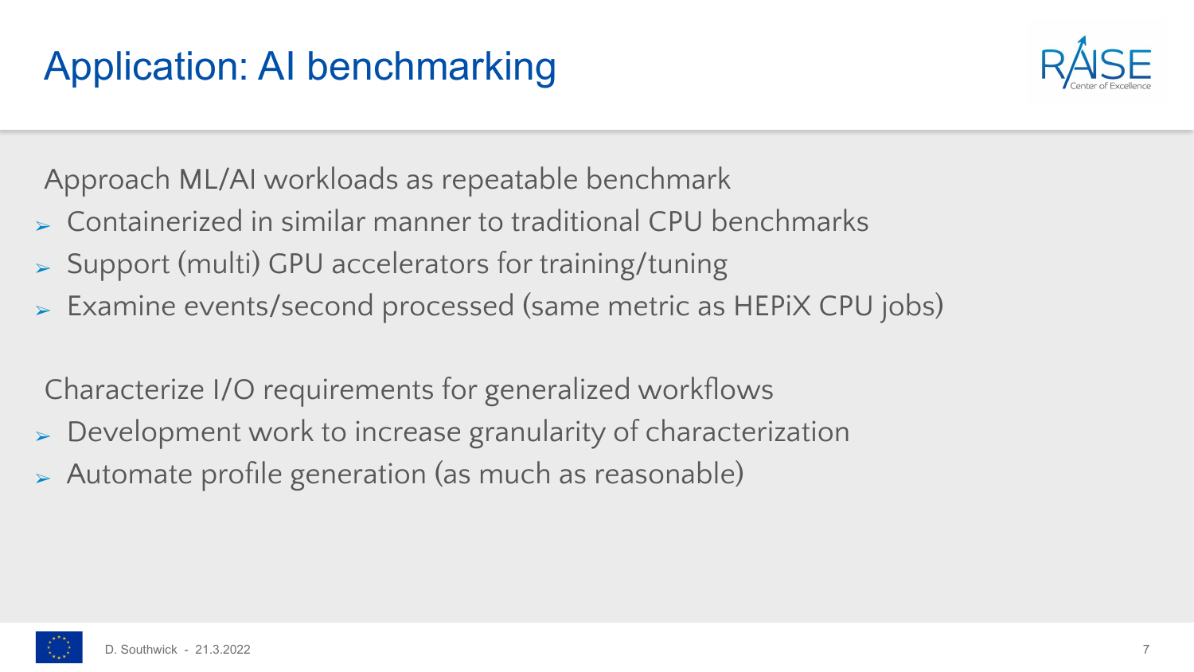# Application: AI benchmarking

Approach ML/AI workloads as repeatable benchmark

- Containerized in similar manner to traditional CPU benchmarks
- Support (multi) GPU accelerators for training/tuning
- Examine events/second processed (same metric as HEPiX CPU jobs)

Characterize I/O requirements for generalized workflows

- Development work to increase granularity of characterization
- Automate profile generation (as much as reasonable)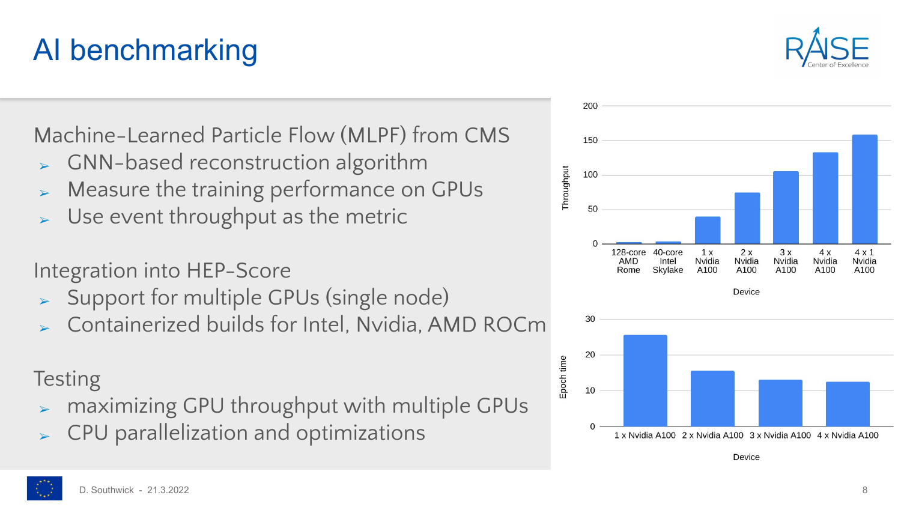# AI benchmarking

Machine-Learned Particle Flow (MLPF) from CMS

- GNN-based reconstruction algorithm
- Measure the training performance on GPUs
- Use event throughput as the metric

Integration into HEP-Score

- Support for multiple GPUs (single node)
- Containerized builds for Intel, Nvidia, AMD ROCm

Testing

- maximizing GPU throughput with multiple GPUs
- CPU parallelization and optimizations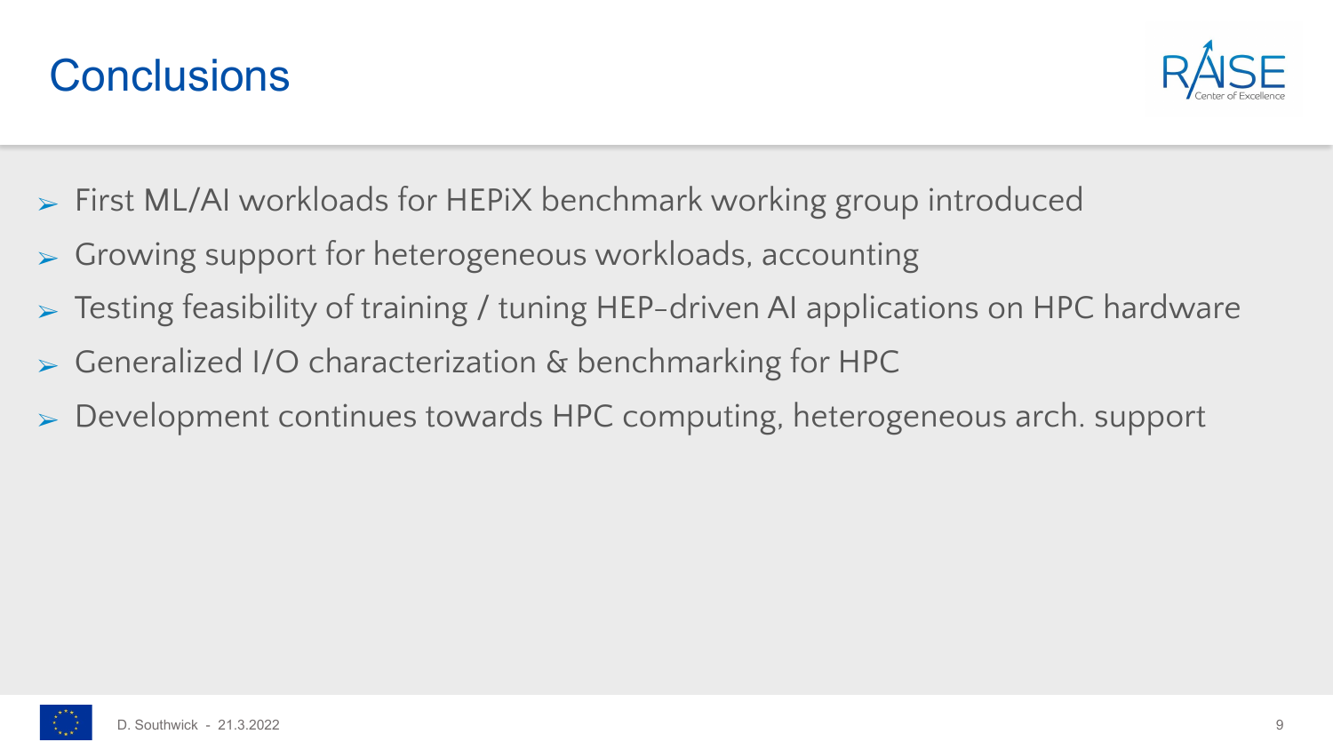# Conclusions

- First ML/AI workloads for HEPiX benchmark working group introduced
- Growing support for heterogeneous workloads, accounting
- Testing feasibility of training / tuning HEP-driven AI applications on HPC hardware
- Generalized I/O characterization & benchmarking for HPC
- Development continues towards HPC computing, heterogeneous arch. support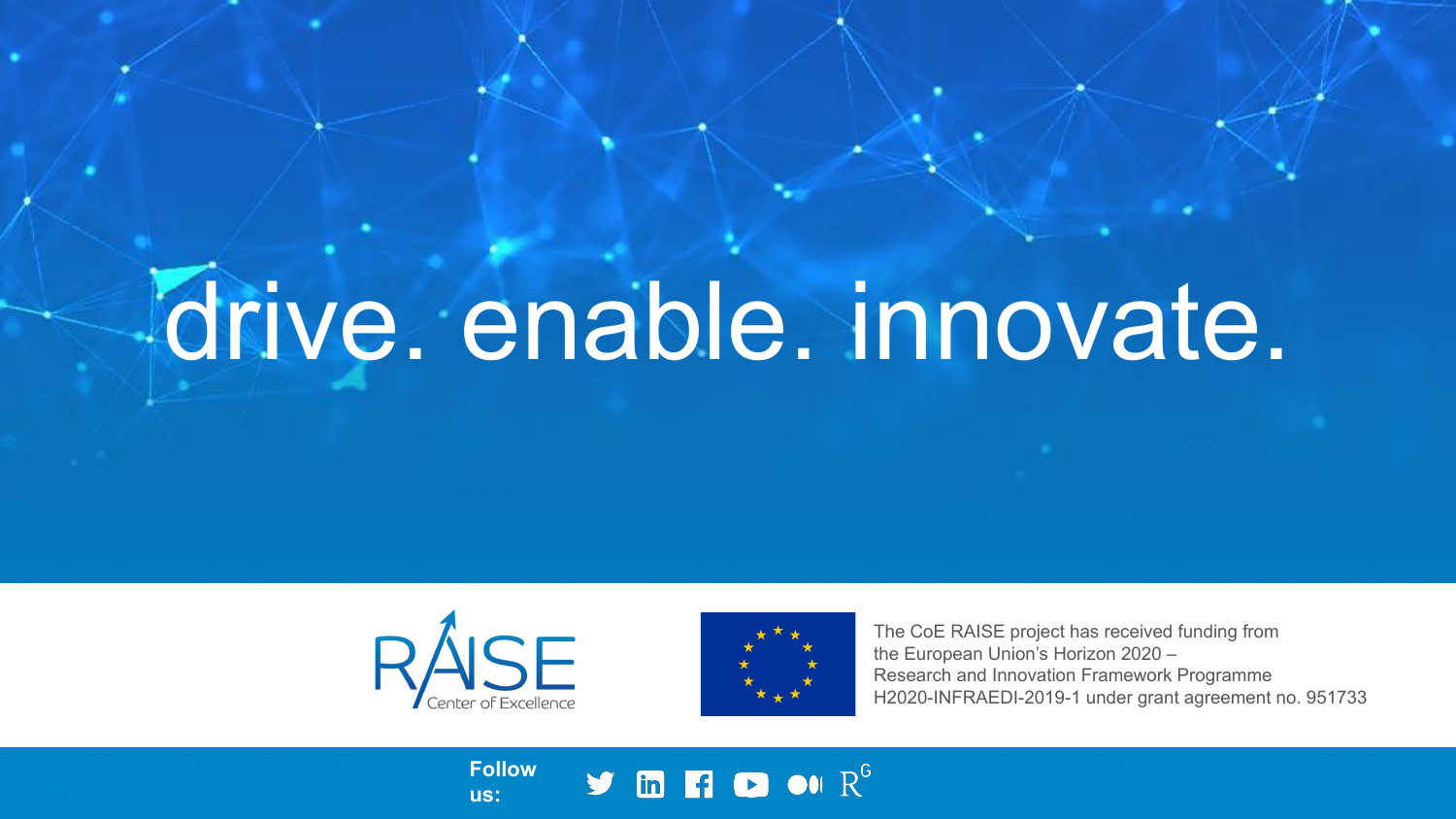# drive. enable. innovate.

RAISE Center of Excellence

The CoE RAISE project has received funding from the European Union's Horizon 2020 – Research and Innovation Framework Programme H2020-INFRAEDI-2019-1 under grant agreement no. 951733

**Follow us:**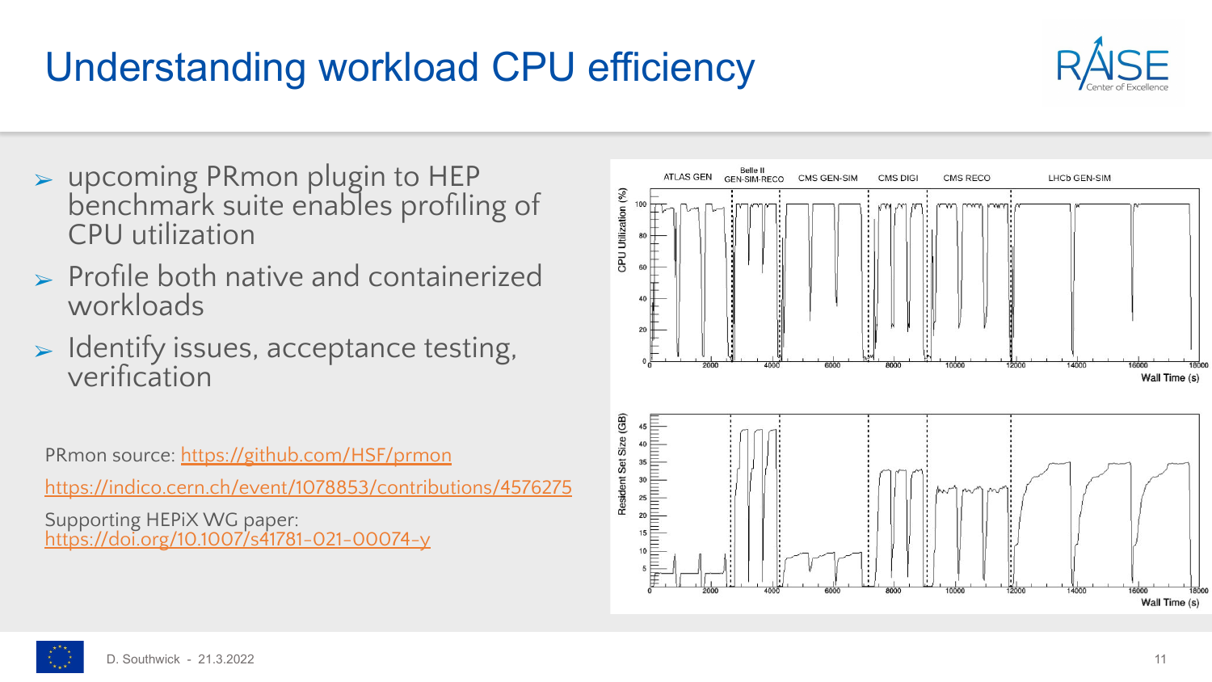# Understanding workload CPU efficiency

- upcoming PRmon plugin to HEP benchmark suite enables profiling of CPU utilization
- Profile both native and containerized workloads
- Identify issues, acceptance testing, verification

PRmon source: https://github.com/HSF/prmon

https://indico.cern.ch/event/1078853/contributions/4576275

Supporting HEPiX WG paper: https://doi.org/10.1007/s41781-021-00074-y

ATLAS GEN
Belle II GEN-SIM-RECO
CMS GEN-SIM
CMS DIGI
CMS RECO
LHCb GEN-SIM

CPU Utilization (%)
0
20
40
60
80
100
0
2000
4000
6000
8000
10000
12000
14000
16000
18000
Wall Time (s)

Resident Set Size (GB)
5
10
15
20
25
30
35
40
45
0
2000
4000
6000
8000
10000
12000
14000
16000
18000
Wall Time (s)

D. Southwick - 21.3.2022